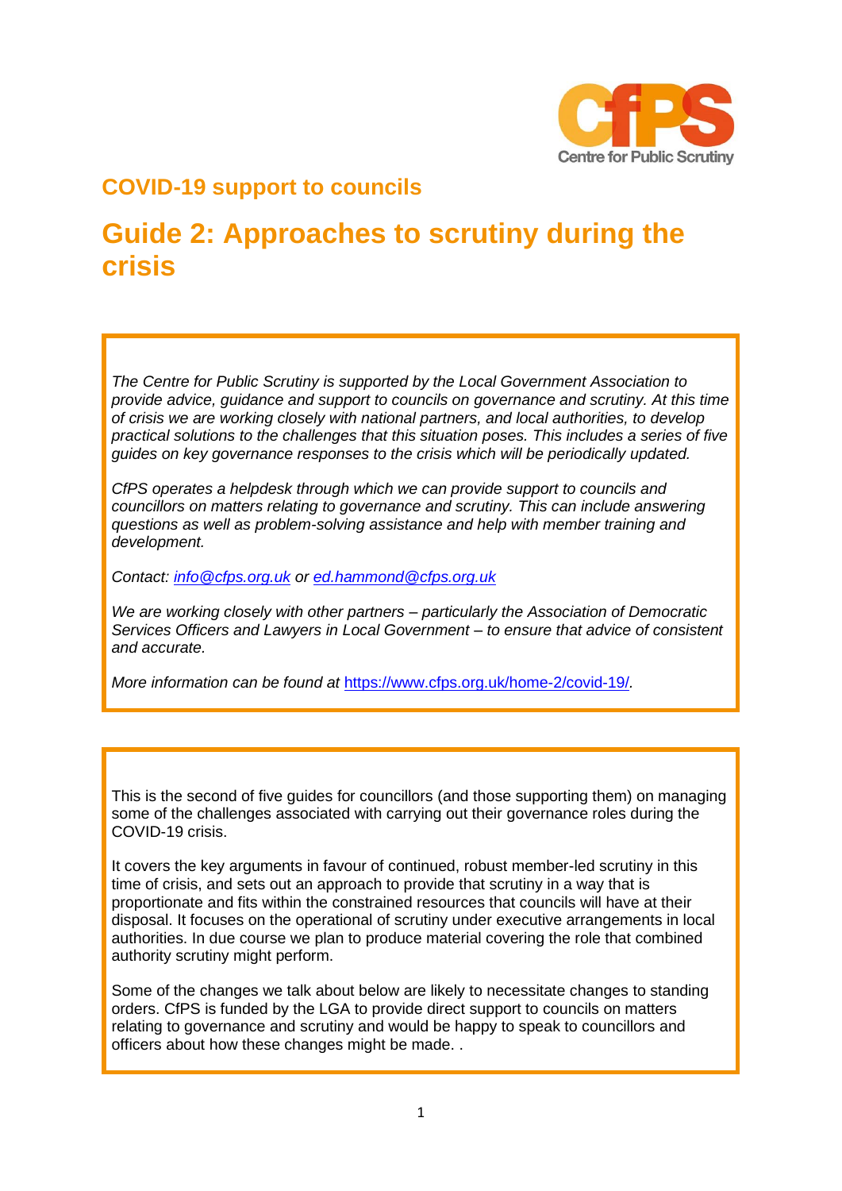Centre for Public Scrutiny

## COVID-19 support to councils

# Guide 2: Approaches to scrutiny during the crisis

*The Centre for Public Scrutiny is supported by the Local Government Association to provide advice, guidance and support to councils on governance and scrutiny. At this time of crisis we are working closely with national partners, and local authorities, to develop practical solutions to the challenges that this situation poses. This includes a series of five guides on key governance responses to the crisis which will be periodically updated.*

*CfPS operates a helpdesk through which we can provide support to councils and councillors on matters relating to governance and scrutiny. This can include answering questions as well as problem-solving assistance and help with member training and development.*

*Contact: [info@cfps.org.uk](mailto:info@cfps.org.uk) or [ed.hammond@cfps.org.uk](mailto:ed.hammond@cfps.org.uk)*

*We are working closely with other partners – particularly the Association of Democratic Services Officers and Lawyers in Local Government – to ensure that advice of consistent and accurate.*

*More information can be found at [https://www.cfps.org.uk/home-2/covid-19/](https://www.cfps.org.uk/home-2/covid-19/).*

This is the second of five guides for councillors (and those supporting them) on managing some of the challenges associated with carrying out their governance roles during the COVID-19 crisis.

It covers the key arguments in favour of continued, robust member-led scrutiny in this time of crisis, and sets out an approach to provide that scrutiny in a way that is proportionate and fits within the constrained resources that councils will have at their disposal. It focuses on the operational of scrutiny under executive arrangements in local authorities. In due course we plan to produce material covering the role that combined authority scrutiny might perform.

Some of the changes we talk about below are likely to necessitate changes to standing orders. CfPS is funded by the LGA to provide direct support to councils on matters relating to governance and scrutiny and would be happy to speak to councillors and officers about how these changes might be made. .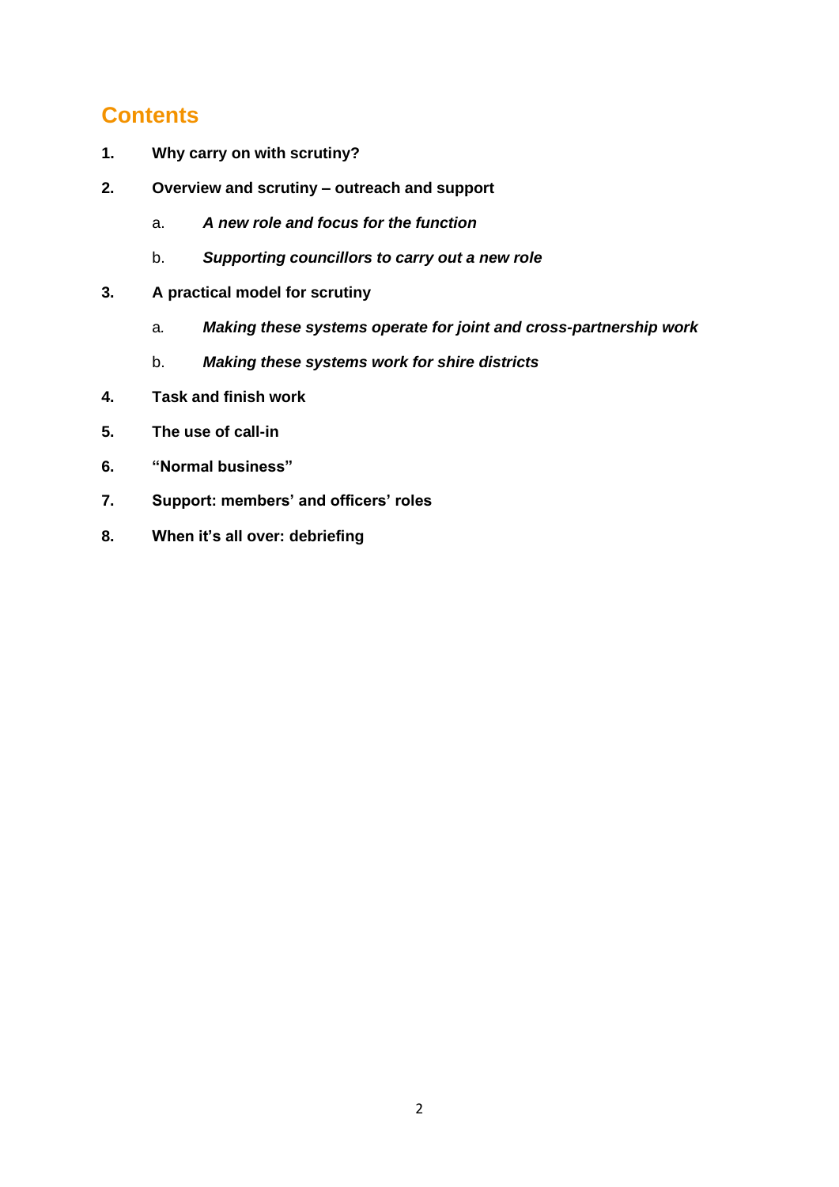## Contents

1. **Why carry on with scrutiny?**
2. **Overview and scrutiny – outreach and support**
   a. ***A new role and focus for the function***
   b. ***Supporting councillors to carry out a new role***
3. **A practical model for scrutiny**
   a. ***Making these systems operate for joint and cross-partnership work***
   b. ***Making these systems work for shire districts***
4. **Task and finish work**
5. **The use of call-in**
6. **"Normal business"**
7. **Support: members' and officers' roles**
8. **When it's all over: debriefing**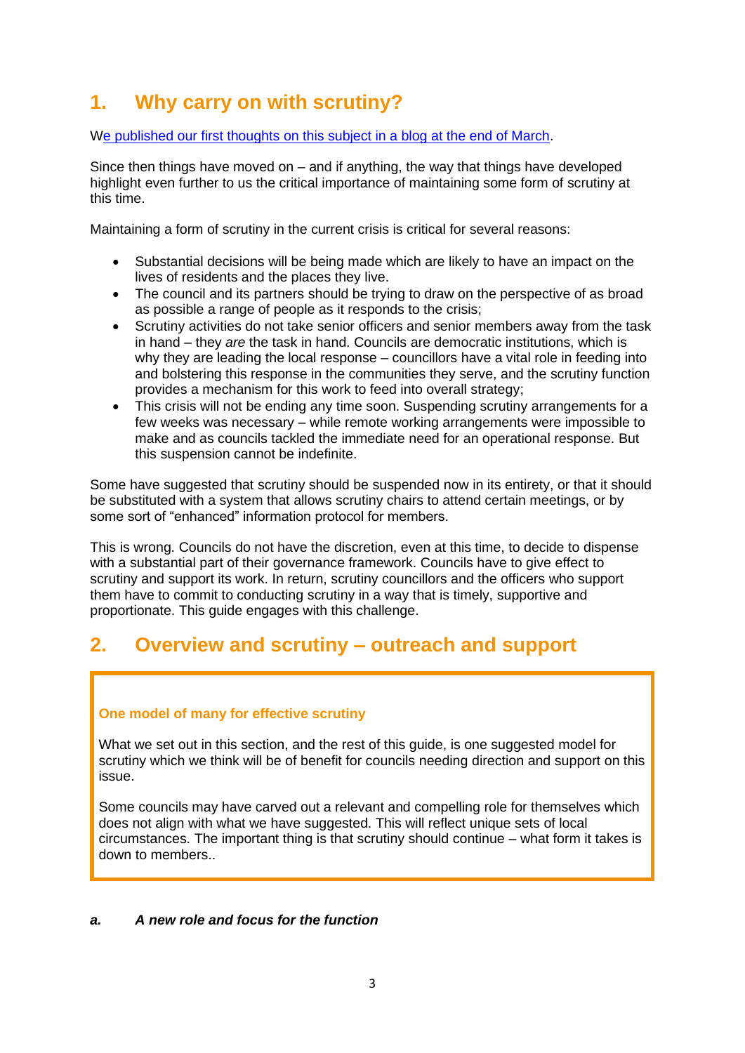## 1. Why carry on with scrutiny?

We published our first thoughts on this subject in a blog at the end of March.

Since then things have moved on – and if anything, the way that things have developed highlight even further to us the critical importance of maintaining some form of scrutiny at this time.

Maintaining a form of scrutiny in the current crisis is critical for several reasons:

- Substantial decisions will be being made which are likely to have an impact on the lives of residents and the places they live.
- The council and its partners should be trying to draw on the perspective of as broad as possible a range of people as it responds to the crisis;
- Scrutiny activities do not take senior officers and senior members away from the task in hand – they *are* the task in hand. Councils are democratic institutions, which is why they are leading the local response – councillors have a vital role in feeding into and bolstering this response in the communities they serve, and the scrutiny function provides a mechanism for this work to feed into overall strategy;
- This crisis will not be ending any time soon. Suspending scrutiny arrangements for a few weeks was necessary – while remote working arrangements were impossible to make and as councils tackled the immediate need for an operational response. But this suspension cannot be indefinite.

Some have suggested that scrutiny should be suspended now in its entirety, or that it should be substituted with a system that allows scrutiny chairs to attend certain meetings, or by some sort of "enhanced" information protocol for members.

This is wrong. Councils do not have the discretion, even at this time, to decide to dispense with a substantial part of their governance framework. Councils have to give effect to scrutiny and support its work. In return, scrutiny councillors and the officers who support them have to commit to conducting scrutiny in a way that is timely, supportive and proportionate. This guide engages with this challenge.

## 2. Overview and scrutiny – outreach and support

**One model of many for effective scrutiny**

What we set out in this section, and the rest of this guide, is one suggested model for scrutiny which we think will be of benefit for councils needing direction and support on this issue.

Some councils may have carved out a relevant and compelling role for themselves which does not align with what we have suggested. This will reflect unique sets of local circumstances. The important thing is that scrutiny should continue – what form it takes is down to members..

### *a. A new role and focus for the function*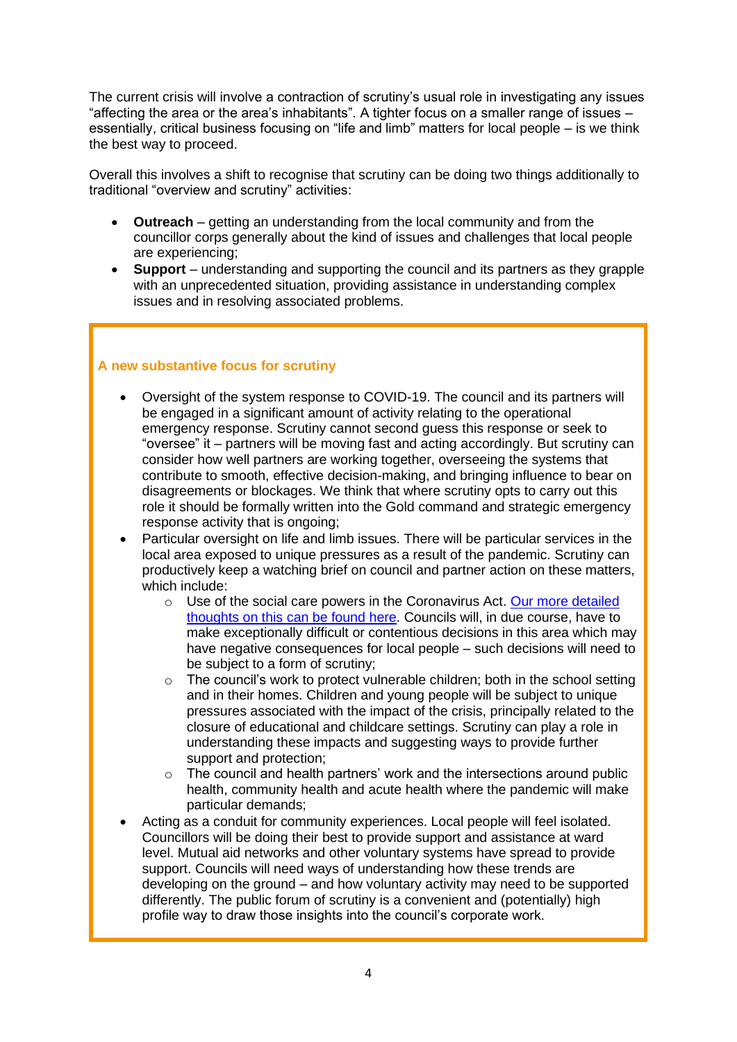The current crisis will involve a contraction of scrutiny's usual role in investigating any issues "affecting the area or the area's inhabitants". A tighter focus on a smaller range of issues – essentially, critical business focusing on "life and limb" matters for local people – is we think the best way to proceed.

Overall this involves a shift to recognise that scrutiny can be doing two things additionally to traditional "overview and scrutiny" activities:

- **Outreach** – getting an understanding from the local community and from the councillor corps generally about the kind of issues and challenges that local people are experiencing;
- **Support** – understanding and supporting the council and its partners as they grapple with an unprecedented situation, providing assistance in understanding complex issues and in resolving associated problems.

### A new substantive focus for scrutiny

- Oversight of the system response to COVID-19. The council and its partners will be engaged in a significant amount of activity relating to the operational emergency response. Scrutiny cannot second guess this response or seek to "oversee" it – partners will be moving fast and acting accordingly. But scrutiny can consider how well partners are working together, overseeing the systems that contribute to smooth, effective decision-making, and bringing influence to bear on disagreements or blockages. We think that where scrutiny opts to carry out this role it should be formally written into the Gold command and strategic emergency response activity that is ongoing;
- Particular oversight on life and limb issues. There will be particular services in the local area exposed to unique pressures as a result of the pandemic. Scrutiny can productively keep a watching brief on council and partner action on these matters, which include:
  - Use of the social care powers in the Coronavirus Act. Our more detailed thoughts on this can be found here. Councils will, in due course, have to make exceptionally difficult or contentious decisions in this area which may have negative consequences for local people – such decisions will need to be subject to a form of scrutiny;
  - The council's work to protect vulnerable children; both in the school setting and in their homes. Children and young people will be subject to unique pressures associated with the impact of the crisis, principally related to the closure of educational and childcare settings. Scrutiny can play a role in understanding these impacts and suggesting ways to provide further support and protection;
  - The council and health partners' work and the intersections around public health, community health and acute health where the pandemic will make particular demands;
- Acting as a conduit for community experiences. Local people will feel isolated. Councillors will be doing their best to provide support and assistance at ward level. Mutual aid networks and other voluntary systems have spread to provide support. Councils will need ways of understanding how these trends are developing on the ground – and how voluntary activity may need to be supported differently. The public forum of scrutiny is a convenient and (potentially) high profile way to draw those insights into the council's corporate work.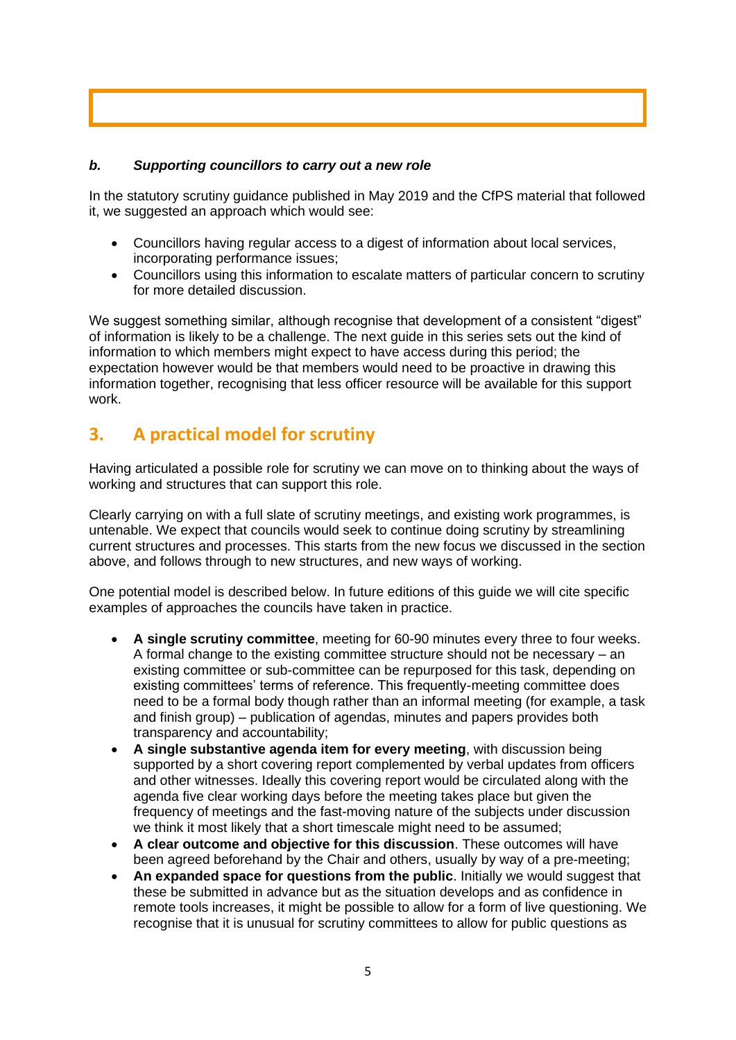### ***b. Supporting councillors to carry out a new role***

In the statutory scrutiny guidance published in May 2019 and the CfPS material that followed it, we suggested an approach which would see:

- Councillors having regular access to a digest of information about local services, incorporating performance issues;
- Councillors using this information to escalate matters of particular concern to scrutiny for more detailed discussion.

We suggest something similar, although recognise that development of a consistent "digest" of information is likely to be a challenge. The next guide in this series sets out the kind of information to which members might expect to have access during this period; the expectation however would be that members would need to be proactive in drawing this information together, recognising that less officer resource will be available for this support work.

## 3. A practical model for scrutiny

Having articulated a possible role for scrutiny we can move on to thinking about the ways of working and structures that can support this role.

Clearly carrying on with a full slate of scrutiny meetings, and existing work programmes, is untenable. We expect that councils would seek to continue doing scrutiny by streamlining current structures and processes. This starts from the new focus we discussed in the section above, and follows through to new structures, and new ways of working.

One potential model is described below. In future editions of this guide we will cite specific examples of approaches the councils have taken in practice.

- **A single scrutiny committee**, meeting for 60-90 minutes every three to four weeks. A formal change to the existing committee structure should not be necessary – an existing committee or sub-committee can be repurposed for this task, depending on existing committees' terms of reference. This frequently-meeting committee does need to be a formal body though rather than an informal meeting (for example, a task and finish group) – publication of agendas, minutes and papers provides both transparency and accountability;
- **A single substantive agenda item for every meeting**, with discussion being supported by a short covering report complemented by verbal updates from officers and other witnesses. Ideally this covering report would be circulated along with the agenda five clear working days before the meeting takes place but given the frequency of meetings and the fast-moving nature of the subjects under discussion we think it most likely that a short timescale might need to be assumed;
- **A clear outcome and objective for this discussion**. These outcomes will have been agreed beforehand by the Chair and others, usually by way of a pre-meeting;
- **An expanded space for questions from the public**. Initially we would suggest that these be submitted in advance but as the situation develops and as confidence in remote tools increases, it might be possible to allow for a form of live questioning. We recognise that it is unusual for scrutiny committees to allow for public questions as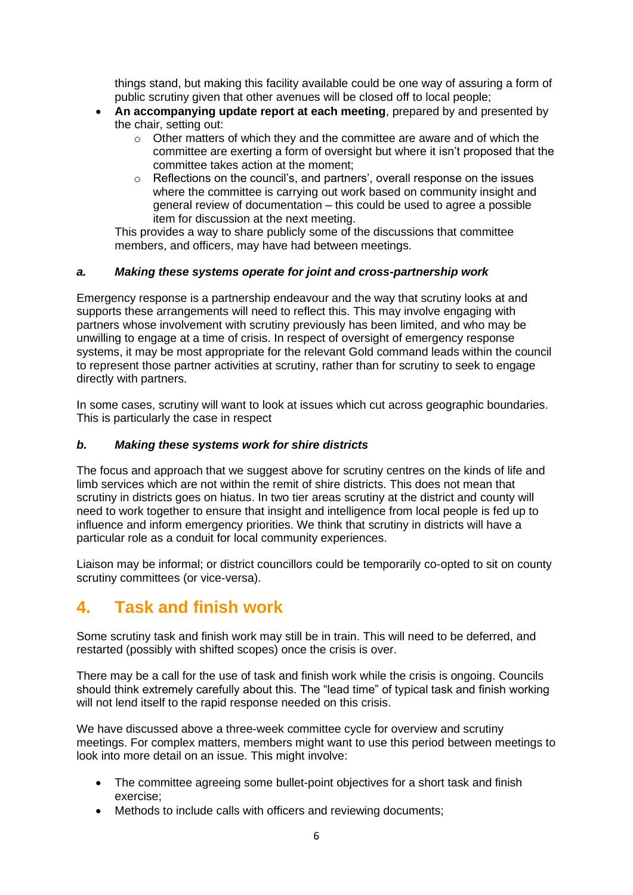things stand, but making this facility available could be one way of assuring a form of public scrutiny given that other avenues will be closed off to local people;

- **An accompanying update report at each meeting**, prepared by and presented by the chair, setting out:
  - Other matters of which they and the committee are aware and of which the committee are exerting a form of oversight but where it isn't proposed that the committee takes action at the moment;
  - Reflections on the council's, and partners', overall response on the issues where the committee is carrying out work based on community insight and general review of documentation – this could be used to agree a possible item for discussion at the next meeting.

  This provides a way to share publicly some of the discussions that committee members, and officers, may have had between meetings.

### a. *Making these systems operate for joint and cross-partnership work*

Emergency response is a partnership endeavour and the way that scrutiny looks at and supports these arrangements will need to reflect this. This may involve engaging with partners whose involvement with scrutiny previously has been limited, and who may be unwilling to engage at a time of crisis. In respect of oversight of emergency response systems, it may be most appropriate for the relevant Gold command leads within the council to represent those partner activities at scrutiny, rather than for scrutiny to seek to engage directly with partners.

In some cases, scrutiny will want to look at issues which cut across geographic boundaries. This is particularly the case in respect

### b. *Making these systems work for shire districts*

The focus and approach that we suggest above for scrutiny centres on the kinds of life and limb services which are not within the remit of shire districts. This does not mean that scrutiny in districts goes on hiatus. In two tier areas scrutiny at the district and county will need to work together to ensure that insight and intelligence from local people is fed up to influence and inform emergency priorities. We think that scrutiny in districts will have a particular role as a conduit for local community experiences.

Liaison may be informal; or district councillors could be temporarily co-opted to sit on county scrutiny committees (or vice-versa).

## 4. Task and finish work

Some scrutiny task and finish work may still be in train. This will need to be deferred, and restarted (possibly with shifted scopes) once the crisis is over.

There may be a call for the use of task and finish work while the crisis is ongoing. Councils should think extremely carefully about this. The "lead time" of typical task and finish working will not lend itself to the rapid response needed on this crisis.

We have discussed above a three-week committee cycle for overview and scrutiny meetings. For complex matters, members might want to use this period between meetings to look into more detail on an issue. This might involve:

- The committee agreeing some bullet-point objectives for a short task and finish exercise;
- Methods to include calls with officers and reviewing documents;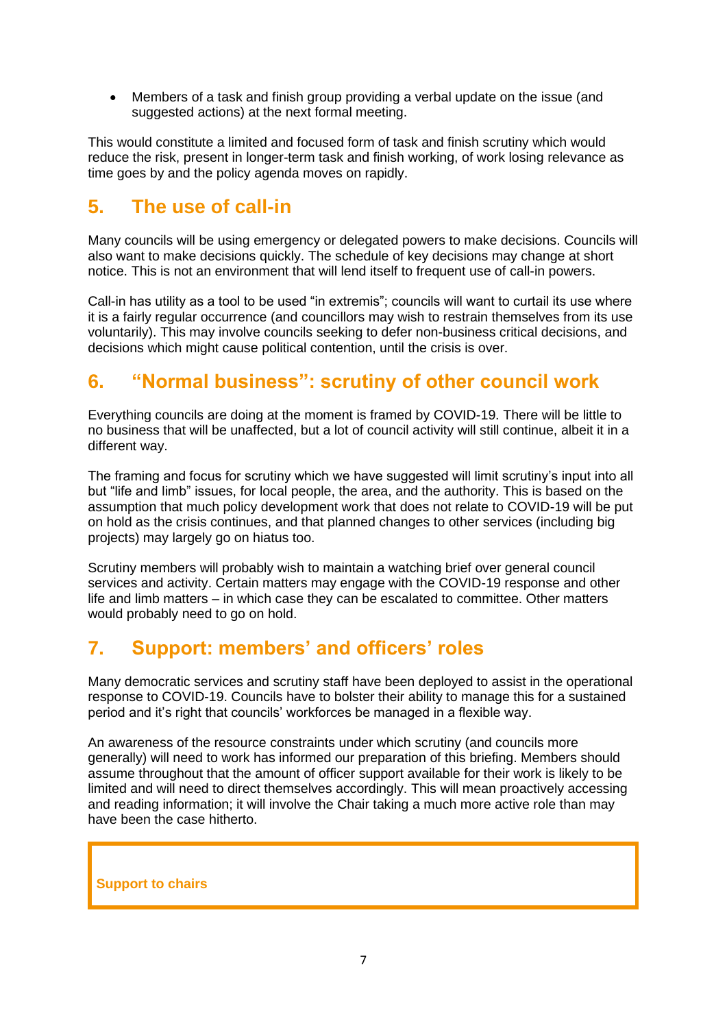- Members of a task and finish group providing a verbal update on the issue (and suggested actions) at the next formal meeting.

This would constitute a limited and focused form of task and finish scrutiny which would reduce the risk, present in longer-term task and finish working, of work losing relevance as time goes by and the policy agenda moves on rapidly.

## 5. The use of call-in

Many councils will be using emergency or delegated powers to make decisions. Councils will also want to make decisions quickly. The schedule of key decisions may change at short notice. This is not an environment that will lend itself to frequent use of call-in powers.

Call-in has utility as a tool to be used "in extremis"; councils will want to curtail its use where it is a fairly regular occurrence (and councillors may wish to restrain themselves from its use voluntarily). This may involve councils seeking to defer non-business critical decisions, and decisions which might cause political contention, until the crisis is over.

## 6. "Normal business": scrutiny of other council work

Everything councils are doing at the moment is framed by COVID-19. There will be little to no business that will be unaffected, but a lot of council activity will still continue, albeit it in a different way.

The framing and focus for scrutiny which we have suggested will limit scrutiny's input into all but "life and limb" issues, for local people, the area, and the authority. This is based on the assumption that much policy development work that does not relate to COVID-19 will be put on hold as the crisis continues, and that planned changes to other services (including big projects) may largely go on hiatus too.

Scrutiny members will probably wish to maintain a watching brief over general council services and activity. Certain matters may engage with the COVID-19 response and other life and limb matters – in which case they can be escalated to committee. Other matters would probably need to go on hold.

## 7. Support: members' and officers' roles

Many democratic services and scrutiny staff have been deployed to assist in the operational response to COVID-19. Councils have to bolster their ability to manage this for a sustained period and it's right that councils' workforces be managed in a flexible way.

An awareness of the resource constraints under which scrutiny (and councils more generally) will need to work has informed our preparation of this briefing. Members should assume throughout that the amount of officer support available for their work is likely to be limited and will need to direct themselves accordingly. This will mean proactively accessing and reading information; it will involve the Chair taking a much more active role than may have been the case hitherto.

**Support to chairs**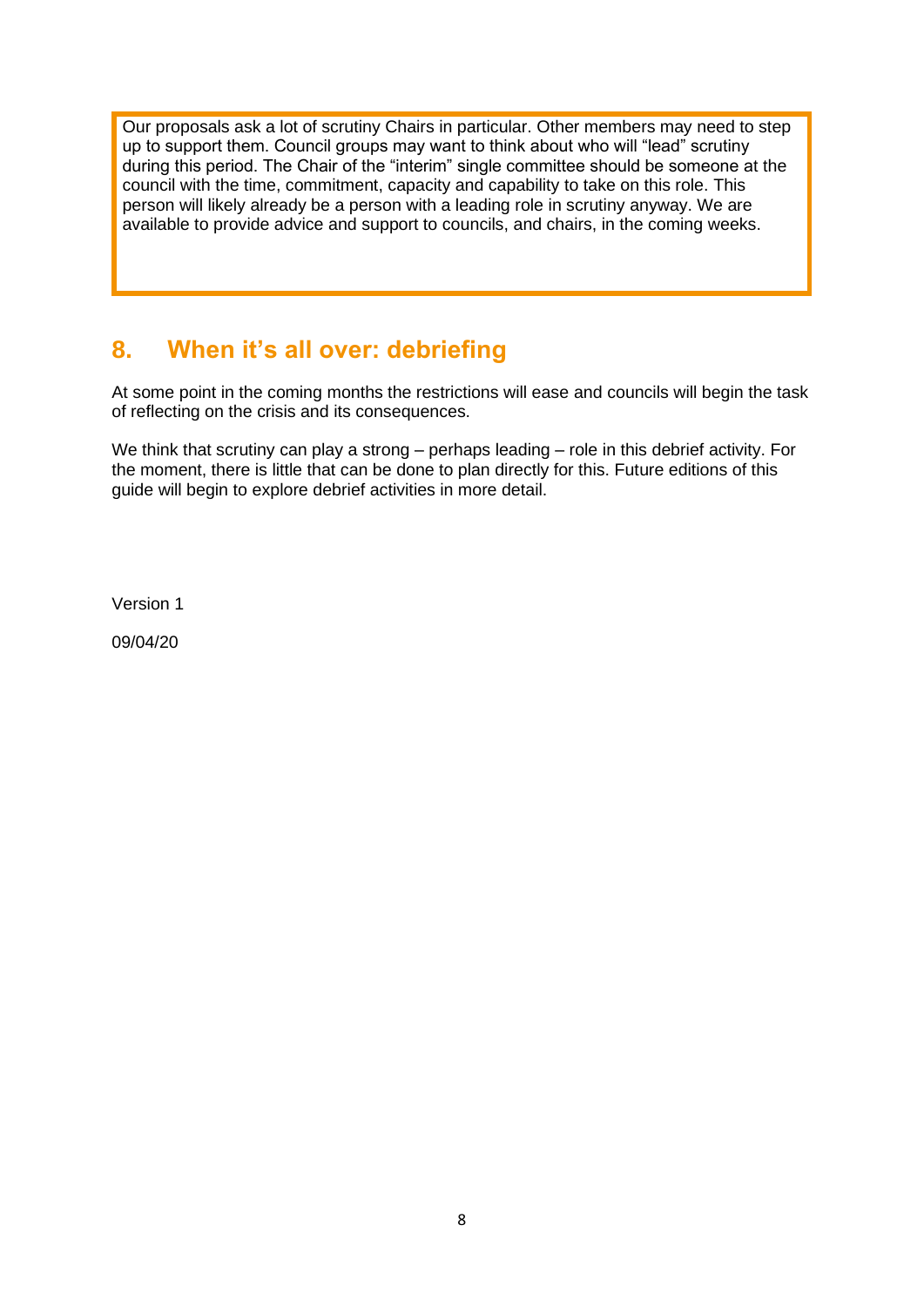Our proposals ask a lot of scrutiny Chairs in particular. Other members may need to step up to support them. Council groups may want to think about who will "lead" scrutiny during this period. The Chair of the "interim" single committee should be someone at the council with the time, commitment, capacity and capability to take on this role. This person will likely already be a person with a leading role in scrutiny anyway. We are available to provide advice and support to councils, and chairs, in the coming weeks.

## 8. When it's all over: debriefing

At some point in the coming months the restrictions will ease and councils will begin the task of reflecting on the crisis and its consequences.

We think that scrutiny can play a strong – perhaps leading – role in this debrief activity. For the moment, there is little that can be done to plan directly for this. Future editions of this guide will begin to explore debrief activities in more detail.

Version 1

09/04/20